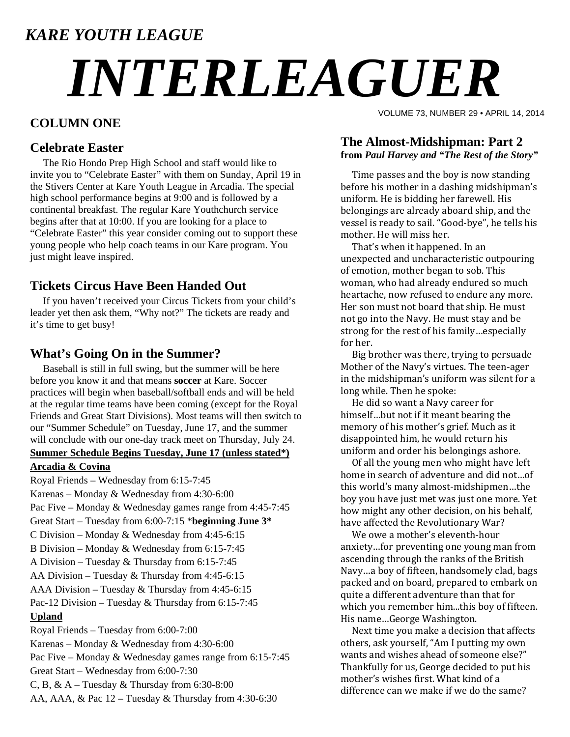*KARE YOUTH LEAGUE*

# *INTERLEAGUER*

VOLUME 73, NUMBER 29 • APRIL 14, 2014

## COLUMN ONE

### Celebrate Easter

The Rio Hondo Prep High School and staff would like to invite you to "Celebrate Easter" with them on Sunday, April 19 in the Stivers Center at Kare Youth League in Arcadia. The special high school performance begins at 9:00 and is followed by a continental breakfast. The regular Kare Youthchurch service begins after that at 10:00. If you are looking for a place to "Celebrate Easter" this year consider coming out to support these young people who help coach teams in our Kare program. You just might leave inspired.

### Tickets Circus Have Been Handed Out

If you haven't received your Circus Tickets from your child's leader yet then ask them, "Why not?" The tickets are ready and it's time to get busy!

### What's Going On in the Summer?

Baseball is still in full swing, but the summer will be here before you know it and that means **soccer** at Kare. Soccer practices will begin when baseball/softball ends and will be held at the regular time teams have been coming (except for the Royal Friends and Great Start Divisions). Most teams will then switch to our "Summer Schedule" on Tuesday, June 17, and the summer will conclude with our one-day track meet on Thursday, July 24.

**Summer Schedule Begins Tuesday, June 17 (unless stated*)**

**Arcadia & Covina**

Royal Friends – Wednesday from 6:15-7:45
Karenas – Monday & Wednesday from 4:30-6:00
Pac Five – Monday & Wednesday games range from 4:45-7:45
Great Start – Tuesday from 6:00-7:15 ***beginning June 3***
C Division – Monday & Wednesday from 4:45-6:15
B Division – Monday & Wednesday from 6:15-7:45
A Division – Tuesday & Thursday from 6:15-7:45
AA Division – Tuesday & Thursday from 4:45-6:15
AAA Division – Tuesday & Thursday from 4:45-6:15
Pac-12 Division – Tuesday & Thursday from 6:15-7:45

**Upland**

Royal Friends – Tuesday from 6:00-7:00
Karenas – Monday & Wednesday from 4:30-6:00
Pac Five – Monday & Wednesday games range from 6:15-7:45
Great Start – Wednesday from 6:00-7:30
C, B, & A – Tuesday & Thursday from 6:30-8:00
AA, AAA, & Pac 12 – Tuesday & Thursday from 4:30-6:30

### The Almost-Midshipman: Part 2
**from *Paul Harvey and "The Rest of the Story"***

Time passes and the boy is now standing before his mother in a dashing midshipman's uniform. He is bidding her farewell. His belongings are already aboard ship, and the vessel is ready to sail. "Good-bye", he tells his mother. He will miss her.

That's when it happened. In an unexpected and uncharacteristic outpouring of emotion, mother began to sob. This woman, who had already endured so much heartache, now refused to endure any more. Her son must not board that ship. He must not go into the Navy. He must stay and be strong for the rest of his family…especially for her.

Big brother was there, trying to persuade Mother of the Navy's virtues. The teen-ager in the midshipman's uniform was silent for a long while. Then he spoke:

He did so want a Navy career for himself…but not if it meant bearing the memory of his mother's grief. Much as it disappointed him, he would return his uniform and order his belongings ashore.

Of all the young men who might have left home in search of adventure and did not…of this world's many almost-midshipmen…the boy you have just met was just one more. Yet how might any other decision, on his behalf, have affected the Revolutionary War?

We owe a mother's eleventh-hour anxiety…for preventing one young man from ascending through the ranks of the British Navy…a boy of fifteen, handsomely clad, bags packed and on board, prepared to embark on quite a different adventure than that for which you remember him...this boy of fifteen. His name…George Washington.

Next time you make a decision that affects others, ask yourself, "Am I putting my own wants and wishes ahead of someone else?" Thankfully for us, George decided to put his mother's wishes first. What kind of a difference can we make if we do the same?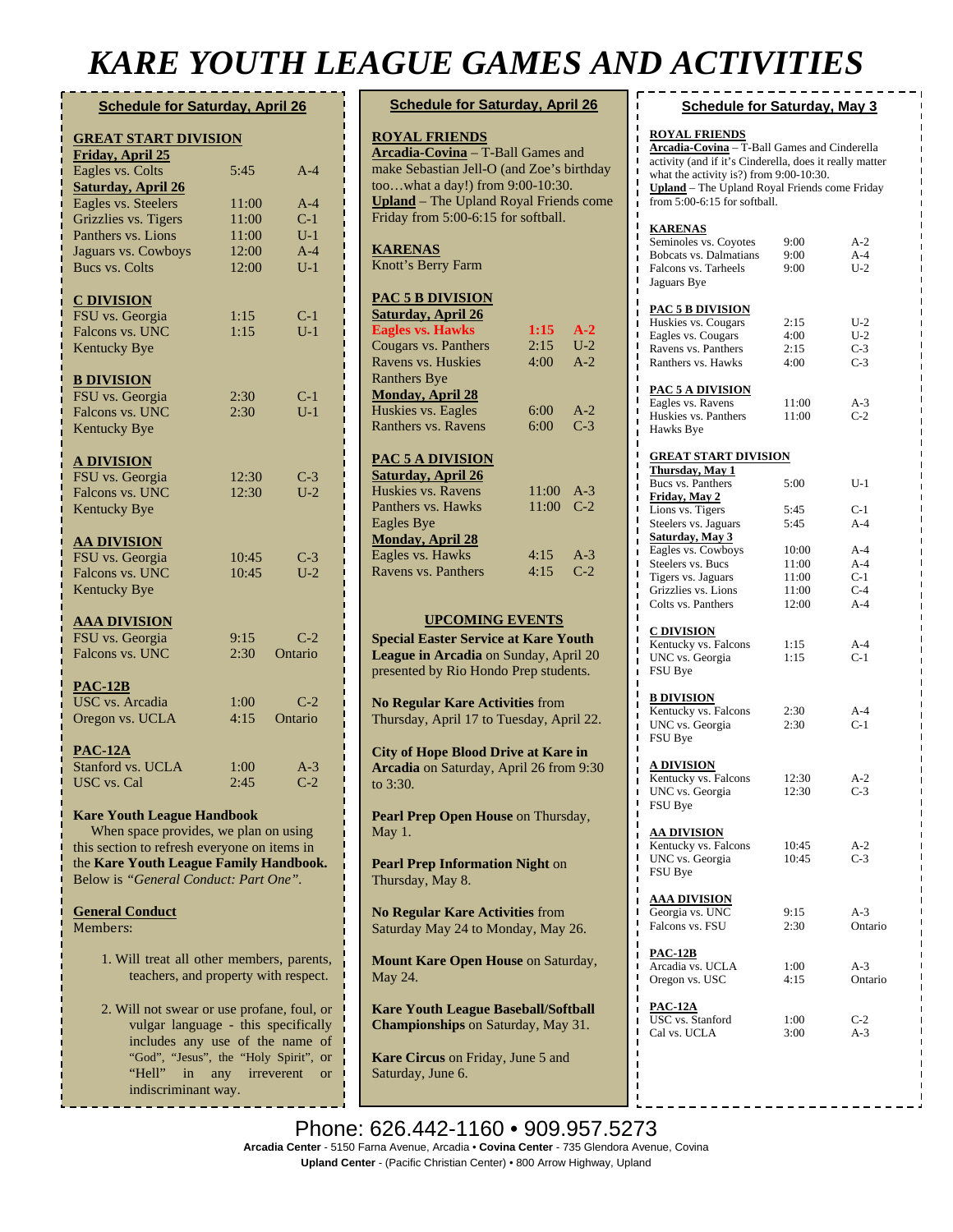# KARE YOUTH LEAGUE GAMES AND ACTIVITIES

## Schedule for Saturday, April 26

**GREAT START DIVISION**

| | | |
|---|---|---|
| **Friday, April 25** | | |
| Eagles vs. Colts | 5:45 | A-4 |
| **Saturday, April 26** | | |
| Eagles vs. Steelers | 11:00 | A-4 |
| Grizzlies vs. Tigers | 11:00 | C-1 |
| Panthers vs. Lions | 11:00 | U-1 |
| Jaguars vs. Cowboys | 12:00 | A-4 |
| Bucs vs. Colts | 12:00 | U-1 |

**C DIVISION**

| | | |
|---|---|---|
| FSU vs. Georgia | 1:15 | C-1 |
| Falcons vs. UNC | 1:15 | U-1 |
| Kentucky Bye | | |

**B DIVISION**

| | | |
|---|---|---|
| FSU vs. Georgia | 2:30 | C-1 |
| Falcons vs. UNC | 2:30 | U-1 |
| Kentucky Bye | | |

**A DIVISION**

| | | |
|---|---|---|
| FSU vs. Georgia | 12:30 | C-3 |
| Falcons vs. UNC | 12:30 | U-2 |
| Kentucky Bye | | |

**AA DIVISION**

| | | |
|---|---|---|
| FSU vs. Georgia | 10:45 | C-3 |
| Falcons vs. UNC | 10:45 | U-2 |
| Kentucky Bye | | |

**AAA DIVISION**

| | | |
|---|---|---|
| FSU vs. Georgia | 9:15 | C-2 |
| Falcons vs. UNC | 2:30 | Ontario |

**PAC-12B**

| | | |
|---|---|---|
| USC vs. Arcadia | 1:00 | C-2 |
| Oregon vs. UCLA | 4:15 | Ontario |

**PAC-12A**

| | | |
|---|---|---|
| Stanford vs. UCLA | 1:00 | A-3 |
| USC vs. Cal | 2:45 | C-2 |

**Kare Youth League Handbook**

When space provides, we plan on using this section to refresh everyone on items in the **Kare Youth League Family Handbook.** Below is *"General Conduct: Part One"*.

**General Conduct**

Members:

1. Will treat all other members, parents, teachers, and property with respect.
2. Will not swear or use profane, foul, or vulgar language - this specifically includes any use of the name of "God", "Jesus", the "Holy Spirit", or "Hell" in any irreverent or indiscriminant way.

## Schedule for Saturday, April 26

**ROYAL FRIENDS**

**Arcadia-Covina** – T-Ball Games and make Sebastian Jell-O (and Zoe's birthday too…what a day!) from 9:00-10:30.
**Upland** – The Upland Royal Friends come Friday from 5:00-6:15 for softball.

**KARENAS**

Knott's Berry Farm

**PAC 5 B DIVISION**

| | | |
|---|---|---|
| **Saturday, April 26** | | |
| **Eagles vs. Hawks** | **1:15** | **A-2** |
| Cougars vs. Panthers | 2:15 | U-2 |
| Ravens vs. Huskies | 4:00 | A-2 |
| Ranthers Bye | | |
| **Monday, April 28** | | |
| Huskies vs. Eagles | 6:00 | A-2 |
| Ranthers vs. Ravens | 6:00 | C-3 |

**PAC 5 A DIVISION**

| | | |
|---|---|---|
| **Saturday, April 26** | | |
| Huskies vs. Ravens | 11:00 | A-3 |
| Panthers vs. Hawks | 11:00 | C-2 |
| Eagles Bye | | |
| **Monday, April 28** | | |
| Eagles vs. Hawks | 4:15 | A-3 |
| Ravens vs. Panthers | 4:15 | C-2 |

### UPCOMING EVENTS

**Special Easter Service at Kare Youth League in Arcadia** on Sunday, April 20 presented by Rio Hondo Prep students.

**No Regular Kare Activities** from Thursday, April 17 to Tuesday, April 22.

**City of Hope Blood Drive at Kare in Arcadia** on Saturday, April 26 from 9:30 to 3:30.

**Pearl Prep Open House** on Thursday, May 1.

**Pearl Prep Information Night** on Thursday, May 8.

**No Regular Kare Activities** from Saturday May 24 to Monday, May 26.

**Mount Kare Open House** on Saturday, May 24.

**Kare Youth League Baseball/Softball Championships** on Saturday, May 31.

**Kare Circus** on Friday, June 5 and Saturday, June 6.

## Schedule for Saturday, May 3

**ROYAL FRIENDS**

**Arcadia-Covina** – T-Ball Games and Cinderella activity (and if it's Cinderella, does it really matter what the activity is?) from 9:00-10:30.
**Upland** – The Upland Royal Friends come Friday from 5:00-6:15 for softball.

**KARENAS**

| | | |
|---|---|---|
| Seminoles vs. Coyotes | 9:00 | A-2 |
| Bobcats vs. Dalmatians | 9:00 | A-4 |
| Falcons vs. Tarheels | 9:00 | U-2 |
| Jaguars Bye | | |

**PAC 5 B DIVISION**

| | | |
|---|---|---|
| Huskies vs. Cougars | 2:15 | U-2 |
| Eagles vs. Cougars | 4:00 | U-2 |
| Ravens vs. Panthers | 2:15 | C-3 |
| Ranthers vs. Hawks | 4:00 | C-3 |

**PAC 5 A DIVISION**

| | | |
|---|---|---|
| Eagles vs. Ravens | 11:00 | A-3 |
| Huskies vs. Panthers | 11:00 | C-2 |
| Hawks Bye | | |

**GREAT START DIVISION**

| | | |
|---|---|---|
| **Thursday, May 1** | | |
| Bucs vs. Panthers | 5:00 | U-1 |
| **Friday, May 2** | | |
| Lions vs. Tigers | 5:45 | C-1 |
| Steelers vs. Jaguars | 5:45 | A-4 |
| **Saturday, May 3** | | |
| Eagles vs. Cowboys | 10:00 | A-4 |
| Steelers vs. Bucs | 11:00 | A-4 |
| Tigers vs. Jaguars | 11:00 | C-1 |
| Grizzlies vs. Lions | 11:00 | C-4 |
| Colts vs. Panthers | 12:00 | A-4 |

**C DIVISION**

| | | |
|---|---|---|
| Kentucky vs. Falcons | 1:15 | A-4 |
| UNC vs. Georgia | 1:15 | C-1 |
| FSU Bye | | |

**B DIVISION**

| | | |
|---|---|---|
| Kentucky vs. Falcons | 2:30 | A-4 |
| UNC vs. Georgia | 2:30 | C-1 |
| FSU Bye | | |

**A DIVISION**

| | | |
|---|---|---|
| Kentucky vs. Falcons | 12:30 | A-2 |
| UNC vs. Georgia | 12:30 | C-3 |
| FSU Bye | | |

**AA DIVISION**

| | | |
|---|---|---|
| Kentucky vs. Falcons | 10:45 | A-2 |
| UNC vs. Georgia | 10:45 | C-3 |
| FSU Bye | | |

**AAA DIVISION**

| | | |
|---|---|---|
| Georgia vs. UNC | 9:15 | A-3 |
| Falcons vs. FSU | 2:30 | Ontario |

**PAC-12B**

| | | |
|---|---|---|
| Arcadia vs. UCLA | 1:00 | A-3 |
| Oregon vs. USC | 4:15 | Ontario |

**PAC-12A**

| | | |
|---|---|---|
| USC vs. Stanford | 1:00 | C-2 |
| Cal vs. UCLA | 3:00 | A-3 |

Phone: 626.442-1160 • 909.957.5273

**Arcadia Center** - 5150 Farna Avenue, Arcadia • **Covina Center** - 735 Glendora Avenue, Covina
**Upland Center** - (Pacific Christian Center) • 800 Arrow Highway, Upland